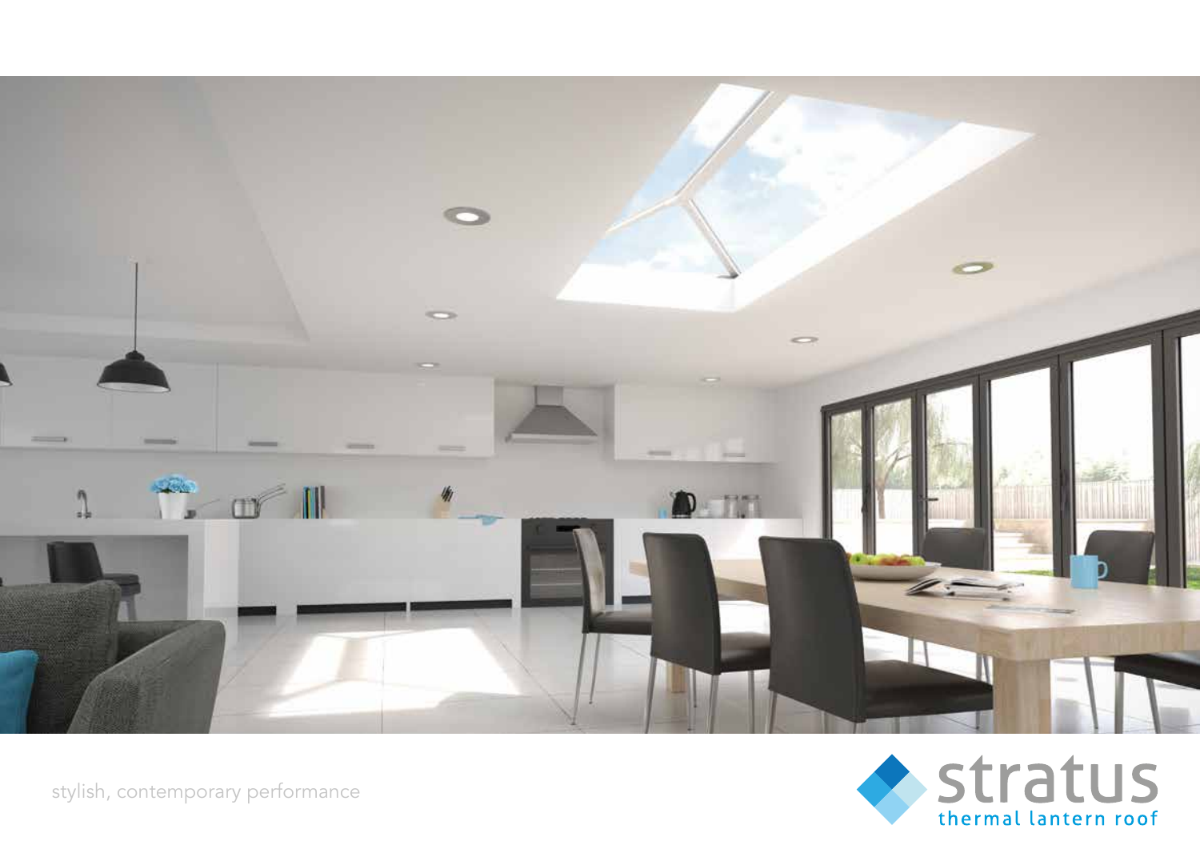# stratus

thermal lantern roof

stylish, contemporary performance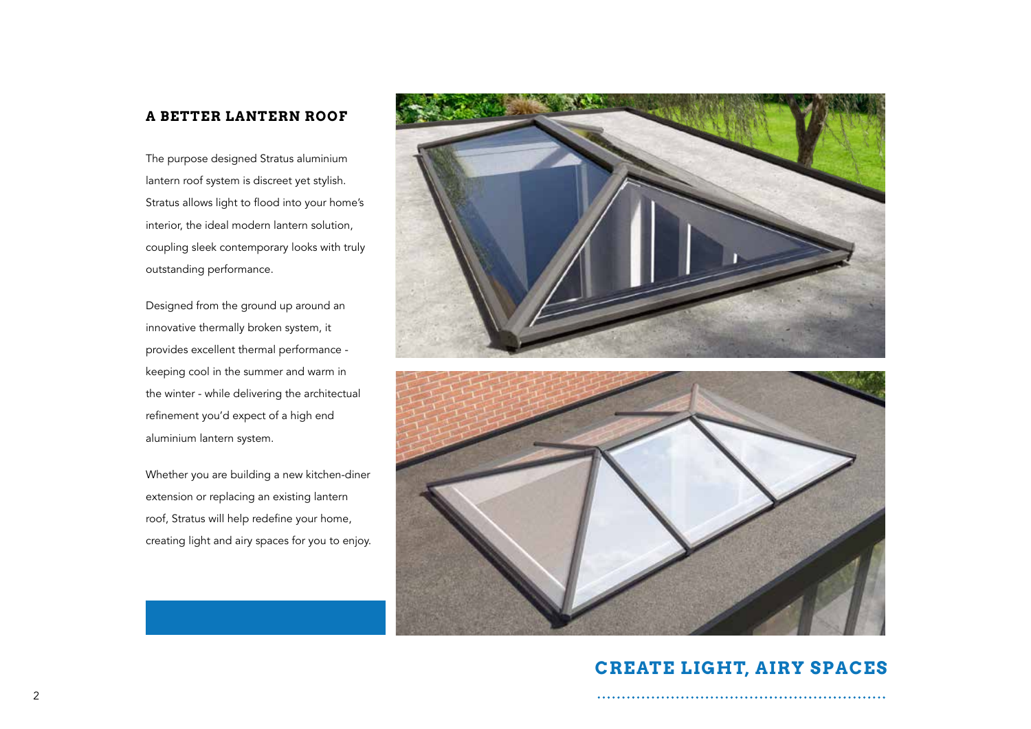## A BETTER LANTERN ROOF

The purpose designed Stratus aluminium lantern roof system is discreet yet stylish. Stratus allows light to flood into your home's interior, the ideal modern lantern solution, coupling sleek contemporary looks with truly outstanding performance.

Designed from the ground up around an innovative thermally broken system, it provides excellent thermal performance - keeping cool in the summer and warm in the winter - while delivering the architectual refinement you'd expect of a high end aluminium lantern system.

Whether you are building a new kitchen-diner extension or replacing an existing lantern roof, Stratus will help redefine your home, creating light and airy spaces for you to enjoy.

## CREATE LIGHT, AIRY SPACES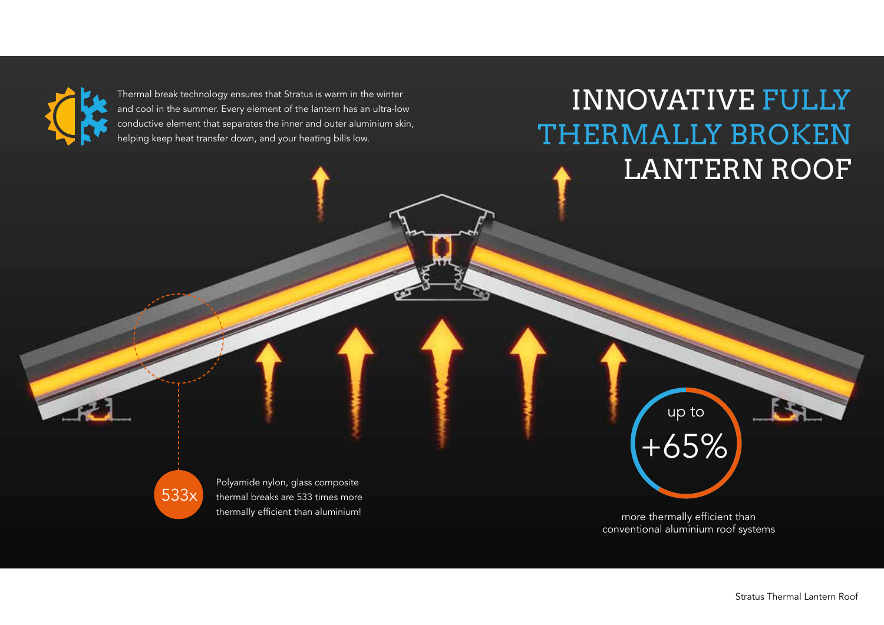# INNOVATIVE FULLY THERMALLY BROKEN LANTERN ROOF

Thermal break technology ensures that Stratus is warm in the winter and cool in the summer. Every element of the lantern has an ultra-low conductive element that separates the inner and outer aluminium skin, helping keep heat transfer down, and your heating bills low.

533x

Polyamide nylon, glass composite thermal breaks are 533 times more thermally efficient than aluminium!

up to +65%

more thermally efficient than conventional aluminium roof systems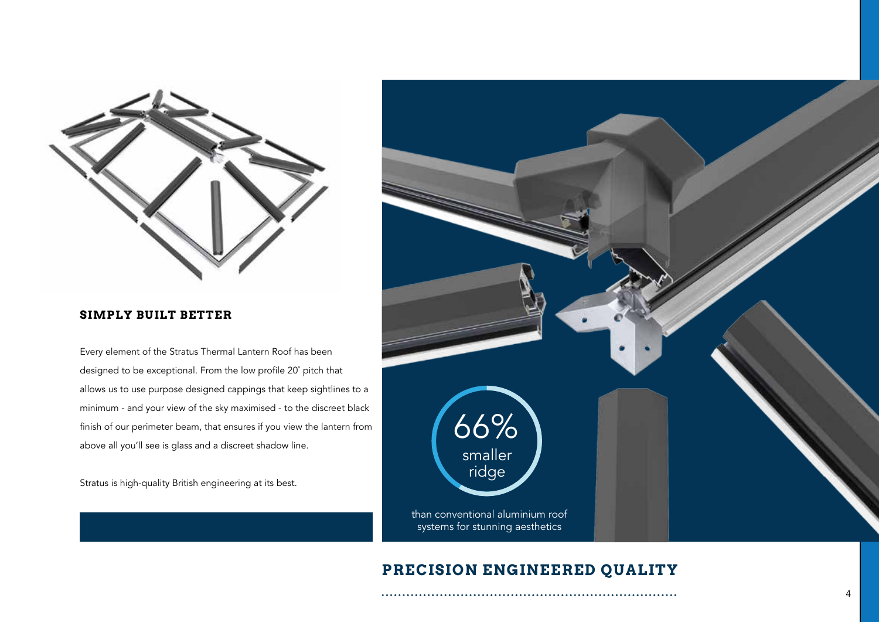### SIMPLY BUILT BETTER

Every element of the Stratus Thermal Lantern Roof has been designed to be exceptional. From the low profile 20˚ pitch that allows us to use purpose designed cappings that keep sightlines to a minimum - and your view of the sky maximised - to the discreet black finish of our perimeter beam, that ensures if you view the lantern from above all you'll see is glass and a discreet shadow line.

Stratus is high-quality British engineering at its best.

66% smaller ridge

than conventional aluminium roof systems for stunning aesthetics

## PRECISION ENGINEERED QUALITY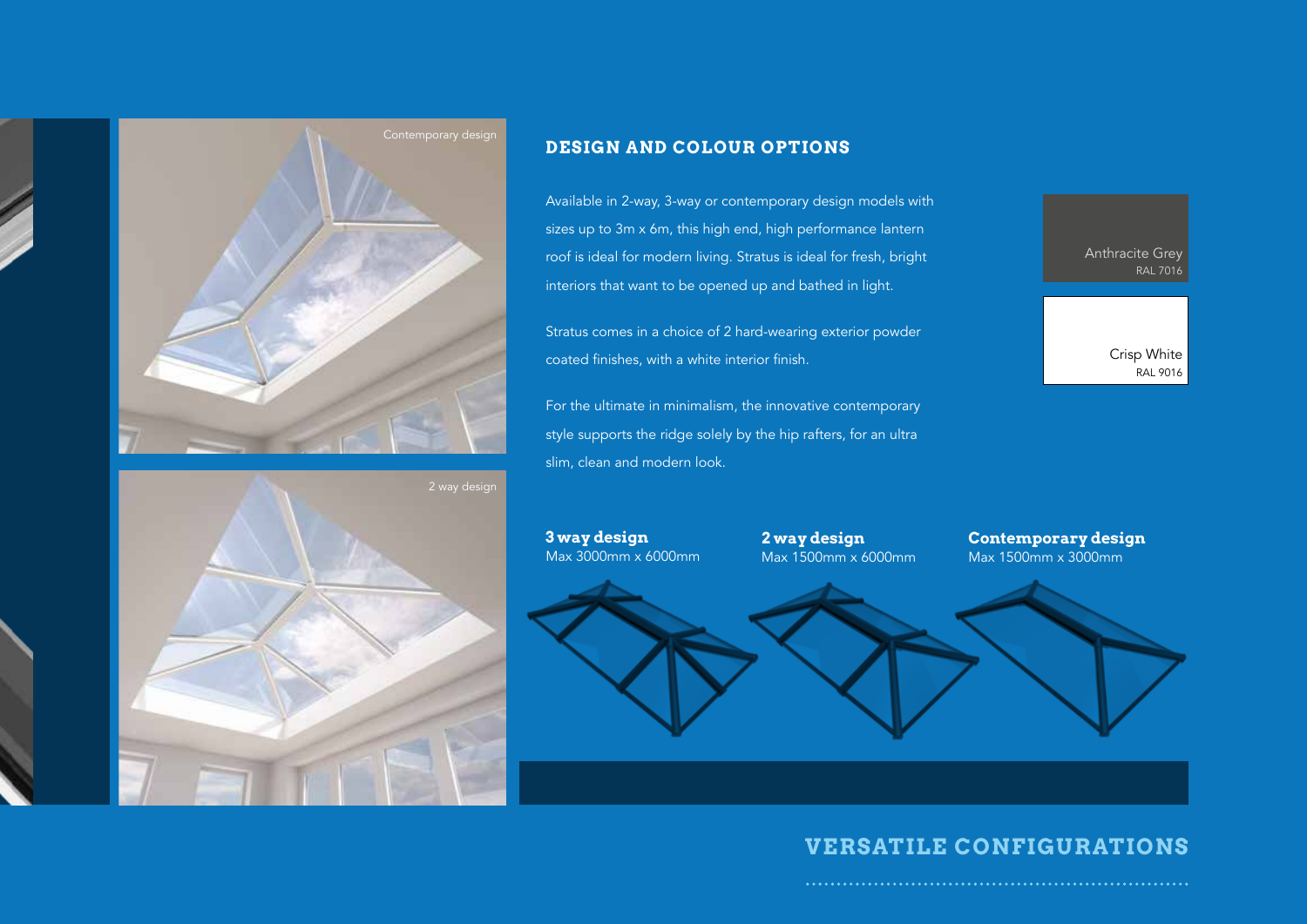Contemporary design

2 way design

## DESIGN AND COLOUR OPTIONS

Available in 2-way, 3-way or contemporary design models with sizes up to 3m x 6m, this high end, high performance lantern roof is ideal for modern living. Stratus is ideal for fresh, bright interiors that want to be opened up and bathed in light.

Stratus comes in a choice of 2 hard-wearing exterior powder coated finishes, with a white interior finish.

For the ultimate in minimalism, the innovative contemporary style supports the ridge solely by the hip rafters, for an ultra slim, clean and modern look.

Anthracite Grey
RAL 7016

Crisp White
RAL 9016

**3 way design**
Max 3000mm x 6000mm

**2 way design**
Max 1500mm x 6000mm

**Contemporary design**
Max 1500mm x 3000mm

## VERSATILE CONFIGURATIONS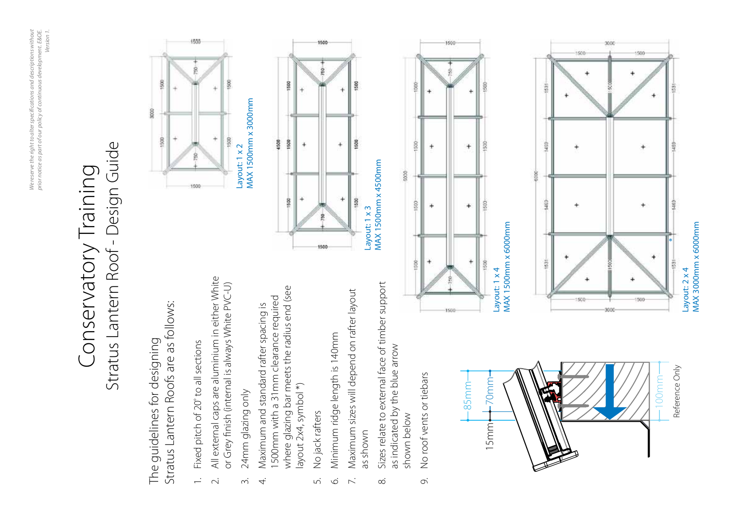# Conservatory Training

## Stratus Lantern Roof - Design Guide

The guidelines for designing Stratus Lantern Roofs are as follows:

1. Fixed pitch of 20° to all sections
2. All external caps are aluminium in either White or Grey finish (internal is always White PVC-U)
3. 24mm glazing only
4. Maximum and standard rafter spacing is 1500mm with a 31mm clearance required where glazing bar meets the radius end (see layout 2x4, symbol *)
5. No jack rafters
6. Minimum ridge length is 140mm
7. Maximum sizes will depend on rafter layout as shown
8. Sizes relate to external face of timber support as indicated by the blue arrow shown below
9. No roof vents or tiebars

Layout: 1 x 2
MAX 1500mm x 3000mm

Layout: 1 x 3
MAX 1500mm x 4500mm

Layout: 1 x 4
MAX 1500mm x 6000mm

Layout: 2 x 4
MAX 3000mm x 6000mm

85mm
70mm
15mm
100mm
Reference Only

*We reserve the right to alter specifications and descriptions without prior notice as part of our policy of continuous development. E&OE. Version 1.*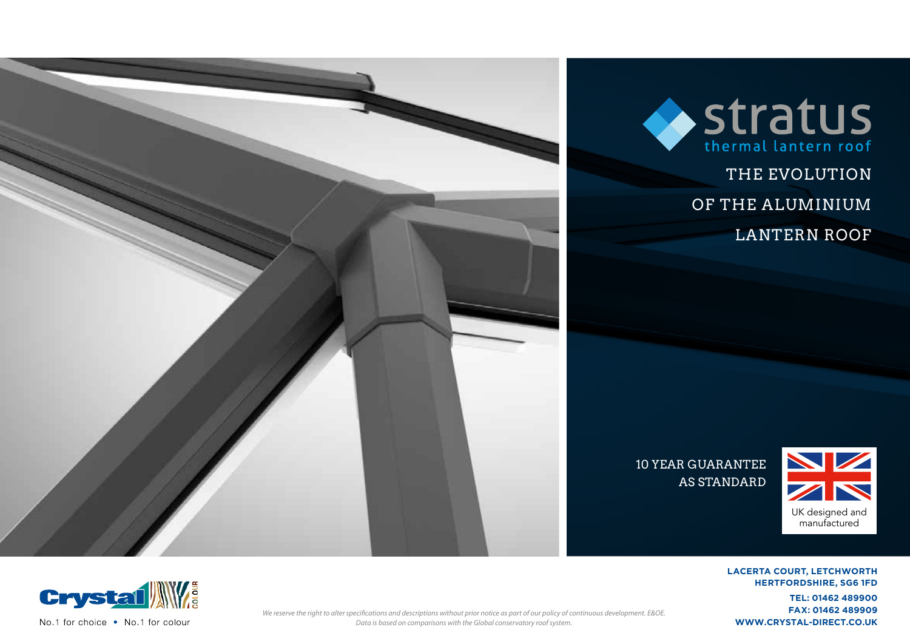# stratus

thermal lantern roof

## THE EVOLUTION OF THE ALUMINIUM LANTERN ROOF

10 YEAR GUARANTEE AS STANDARD

UK designed and manufactured

Crystal COLOUR

No.1 for choice • No.1 for colour

*We reserve the right to alter specifications and descriptions without prior notice as part of our policy of continuous development. E&OE. Data is based on comparisons with the Global conservatory roof system.*

**LACERTA COURT, LETCHWORTH**
**HERTFORDSHIRE, SG6 1FD**

**TEL: 01462 489900**
**FAX: 01462 489909**
**WWW.CRYSTAL-DIRECT.CO.UK**